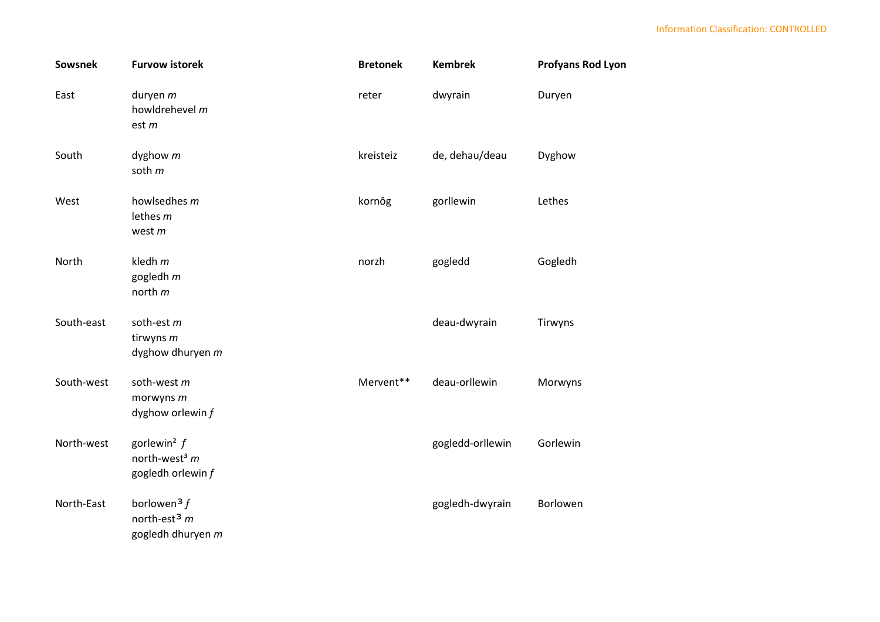| Sowsnek | Furvow istorek | Bretonek | Kembrek | Profyans Rod Lyon |
|---|---|---|---|---|
| East | duryen *m*<br>howldrehevel *m*<br>est *m* | reter | dwyrain | Duryen |
| South | dyghow *m*<br>soth *m* | kreisteiz | de, dehau/deau | Dyghow |
| West | howlsedhes *m*<br>lethes *m*<br>west *m* | kornôg | gorllewin | Lethes |
| North | kledh *m*<br>gogledh *m*<br>north *m* | norzh | gogledd | Gogledh |
| South-east | soth-est *m*<br>tirwyns *m*<br>dyghow dhuryen *m* | | deau-dwyrain | Tirwyns |
| South-west | soth-west *m*<br>morwyns *m*<br>dyghow orlewin *f* | Mervent** | deau-orllewin | Morwyns |
| North-west | gorlewin[2] *f*<br>north-west[3] *m*<br>gogledh orlewin *f* | | gogledd-orllewin | Gorlewin |
| North-East | borlowen[3] *f*<br>north-est[3] *m*<br>gogledh dhuryen *m* | | gogledh-dwyrain | Borlowen |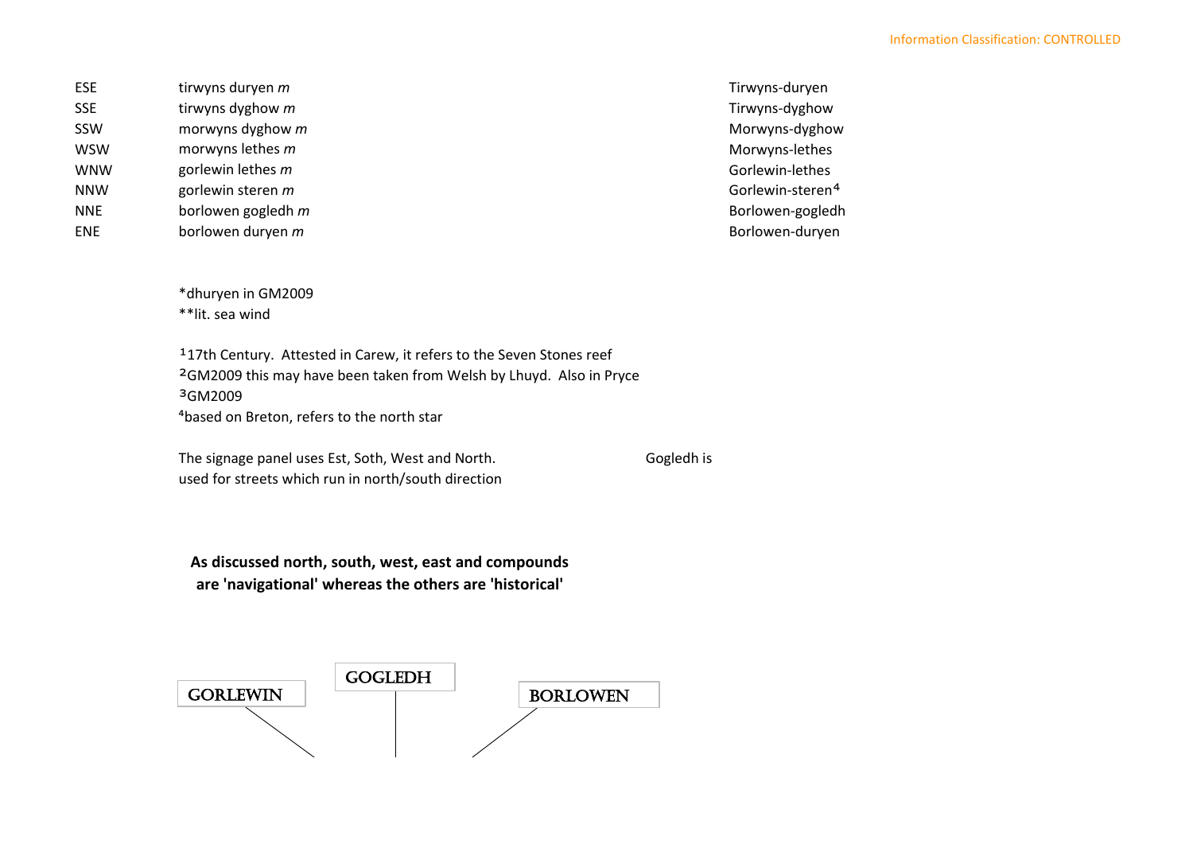| | | |
|---|---|---|
| ESE | tirwyns duryen *m* | Tirwyns-duryen |
| SSE | tirwyns dyghow *m* | Tirwyns-dyghow |
| SSW | morwyns dyghow *m* | Morwyns-dyghow |
| WSW | morwyns lethes *m* | Morwyns-lethes |
| WNW | gorlewin lethes *m* | Gorlewin-lethes |
| NNW | gorlewin steren *m* | Gorlewin-steren[4] |
| NNE | borlowen gogledh *m* | Borlowen-gogledh |
| ENE | borlowen duryen *m* | Borlowen-duryen |

*dhuryen in GM2009
**lit. sea wind

[1]17th Century. Attested in Carew, it refers to the Seven Stones reef
[2]GM2009 this may have been taken from Welsh by Lhuyd. Also in Pryce
[3]GM2009
[4]based on Breton, refers to the north star

The signage panel uses Est, Soth, West and North. Gogledh is used for streets which run in north/south direction

**As discussed north, south, west, east and compounds are 'navigational' whereas the others are 'historical'**

GORLEWIN

GOGLEDH

BORLOWEN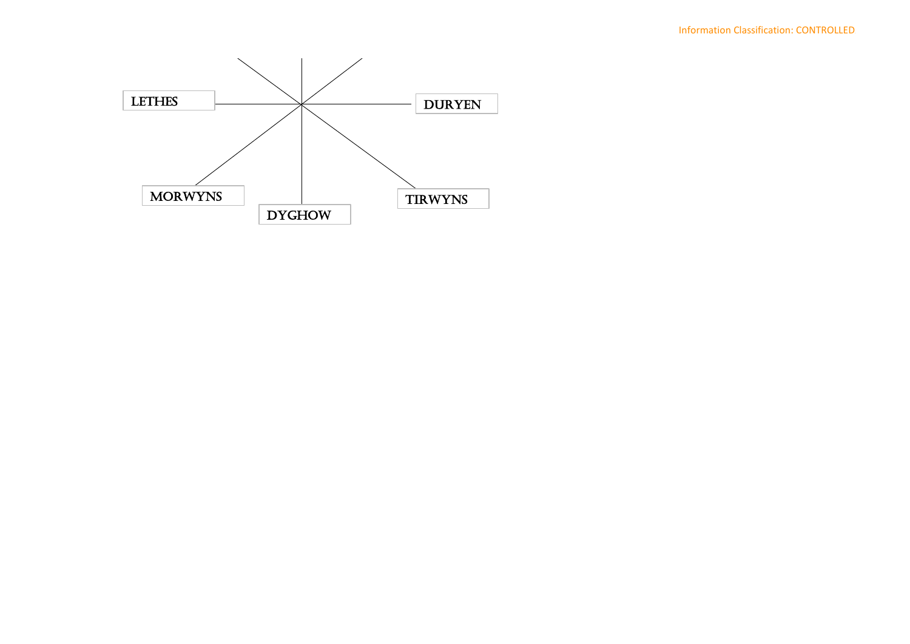LETHES

DURYEN

MORWYNS

DYGHOW

TIRWYNS